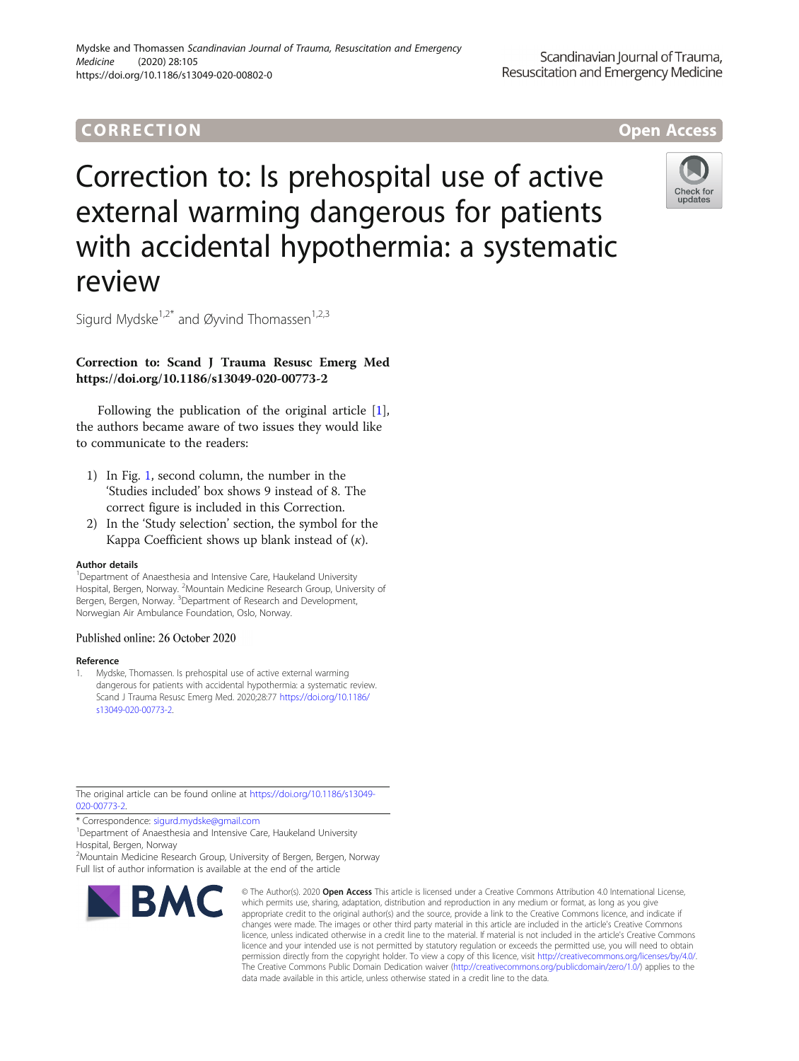CORRECTION Open Access

# Correction to: Is prehospital use of active external warming dangerous for patients with accidental hypothermia: a systematic review

Sigurd Mydske[1,2*] and Øyvind Thomassen[1,2,3]

**Correction to: Scand J Trauma Resusc Emerg Med https://doi.org/10.1186/s13049-020-00773-2**

Following the publication of the original article [1], the authors became aware of two issues they would like to communicate to the readers:

1) In Fig. 1, second column, the number in the 'Studies included' box shows 9 instead of 8. The correct figure is included in this Correction.
2) In the 'Study selection' section, the symbol for the Kappa Coefficient shows up blank instead of (κ).

### Author details

[1]Department of Anaesthesia and Intensive Care, Haukeland University Hospital, Bergen, Norway. [2]Mountain Medicine Research Group, University of Bergen, Bergen, Norway. [3]Department of Research and Development, Norwegian Air Ambulance Foundation, Oslo, Norway.

Published online: 26 October 2020

### Reference

1. Mydske, Thomassen. Is prehospital use of active external warming dangerous for patients with accidental hypothermia: a systematic review. Scand J Trauma Resusc Emerg Med. 2020;28:77 https://doi.org/10.1186/s13049-020-00773-2.

The original article can be found online at https://doi.org/10.1186/s13049-020-00773-2.

\* Correspondence: sigurd.mydske@gmail.com
[1]Department of Anaesthesia and Intensive Care, Haukeland University Hospital, Bergen, Norway
[2]Mountain Medicine Research Group, University of Bergen, Bergen, Norway
Full list of author information is available at the end of the article

© The Author(s). 2020 **Open Access** This article is licensed under a Creative Commons Attribution 4.0 International License, which permits use, sharing, adaptation, distribution and reproduction in any medium or format, as long as you give appropriate credit to the original author(s) and the source, provide a link to the Creative Commons licence, and indicate if changes were made. The images or other third party material in this article are included in the article's Creative Commons licence, unless indicated otherwise in a credit line to the material. If material is not included in the article's Creative Commons licence and your intended use is not permitted by statutory regulation or exceeds the permitted use, you will need to obtain permission directly from the copyright holder. To view a copy of this licence, visit http://creativecommons.org/licenses/by/4.0/. The Creative Commons Public Domain Dedication waiver (http://creativecommons.org/publicdomain/zero/1.0/) applies to the data made available in this article, unless otherwise stated in a credit line to the data.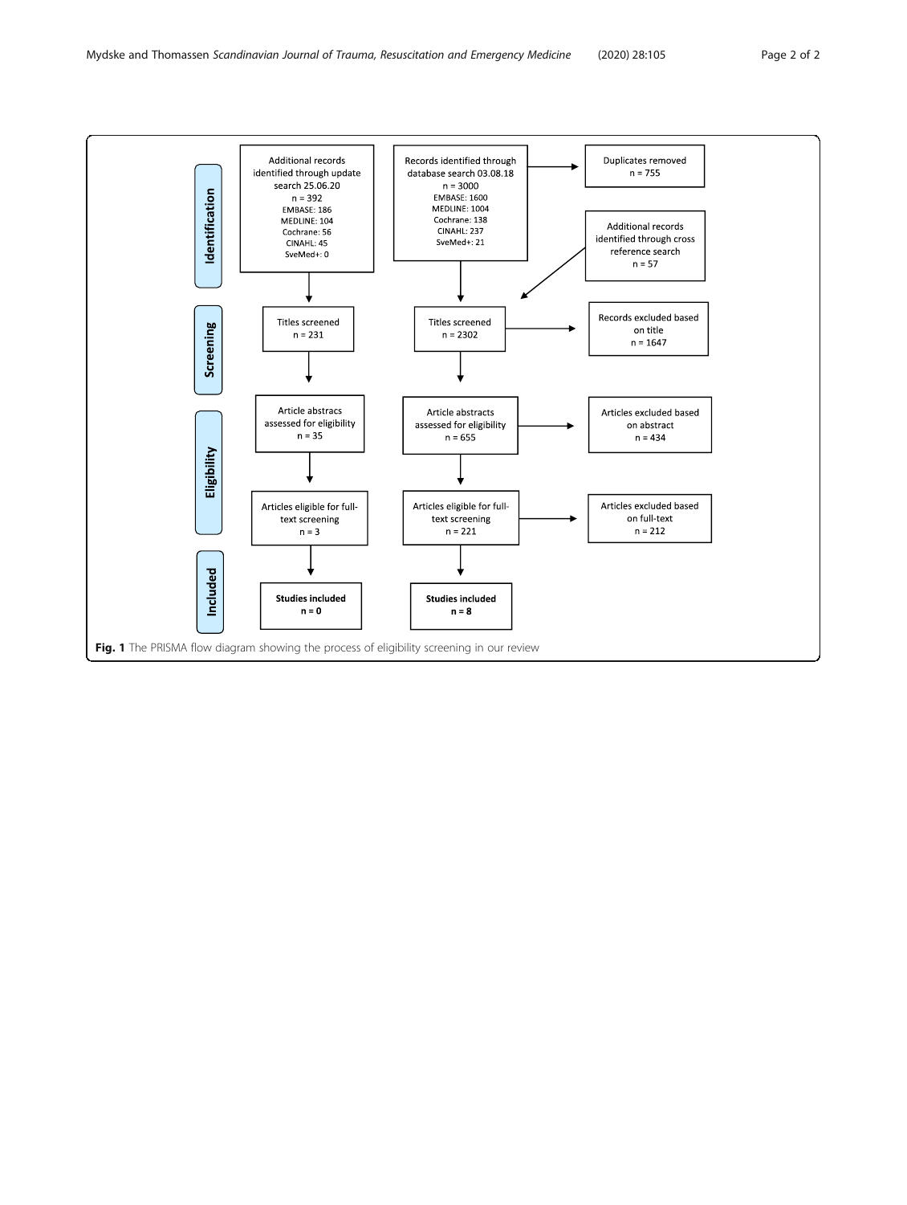Identification

Screening

Eligibility

Included

Additional records identified through update search 25.06.20
n = 392
EMBASE: 186
MEDLINE: 104
Cochrane: 56
CINAHL: 45
SveMed+: 0

Records identified through database search 03.08.18
n = 3000
EMBASE: 1600
MEDLINE: 1004
Cochrane: 138
CINAHL: 237
SveMed+: 21

Duplicates removed
n = 755

Additional records identified through cross reference search
n = 57

Titles screened
n = 231

Titles screened
n = 2302

Records excluded based on title
n = 1647

Article abstracs assessed for eligibility
n = 35

Article abstracts assessed for eligibility
n = 655

Articles excluded based on abstract
n = 434

Articles eligible for full-text screening
n = 3

Articles eligible for full-text screening
n = 221

Articles excluded based on full-text
n = 212

**Studies included**
**n = 0**

**Studies included**
**n = 8**

**Fig. 1** The PRISMA flow diagram showing the process of eligibility screening in our review